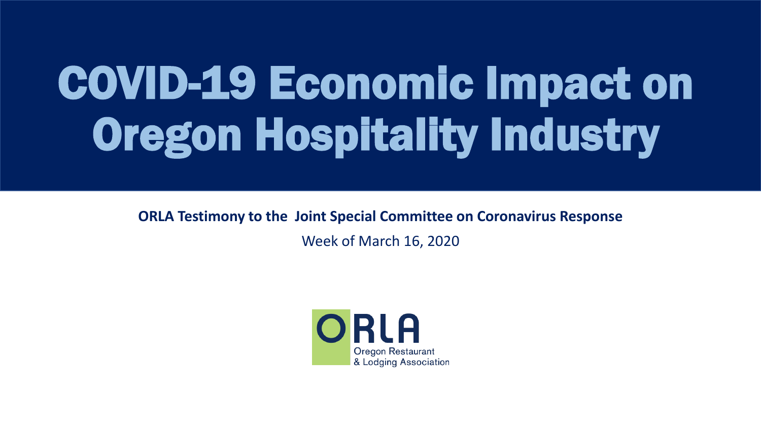# COVID-19 Economic Impact on Oregon Hospitality Industry

**ORLA Testimony to the Joint Special Committee on Coronavirus Response**

Week of March 16, 2020

ORLA
Oregon Restaurant & Lodging Association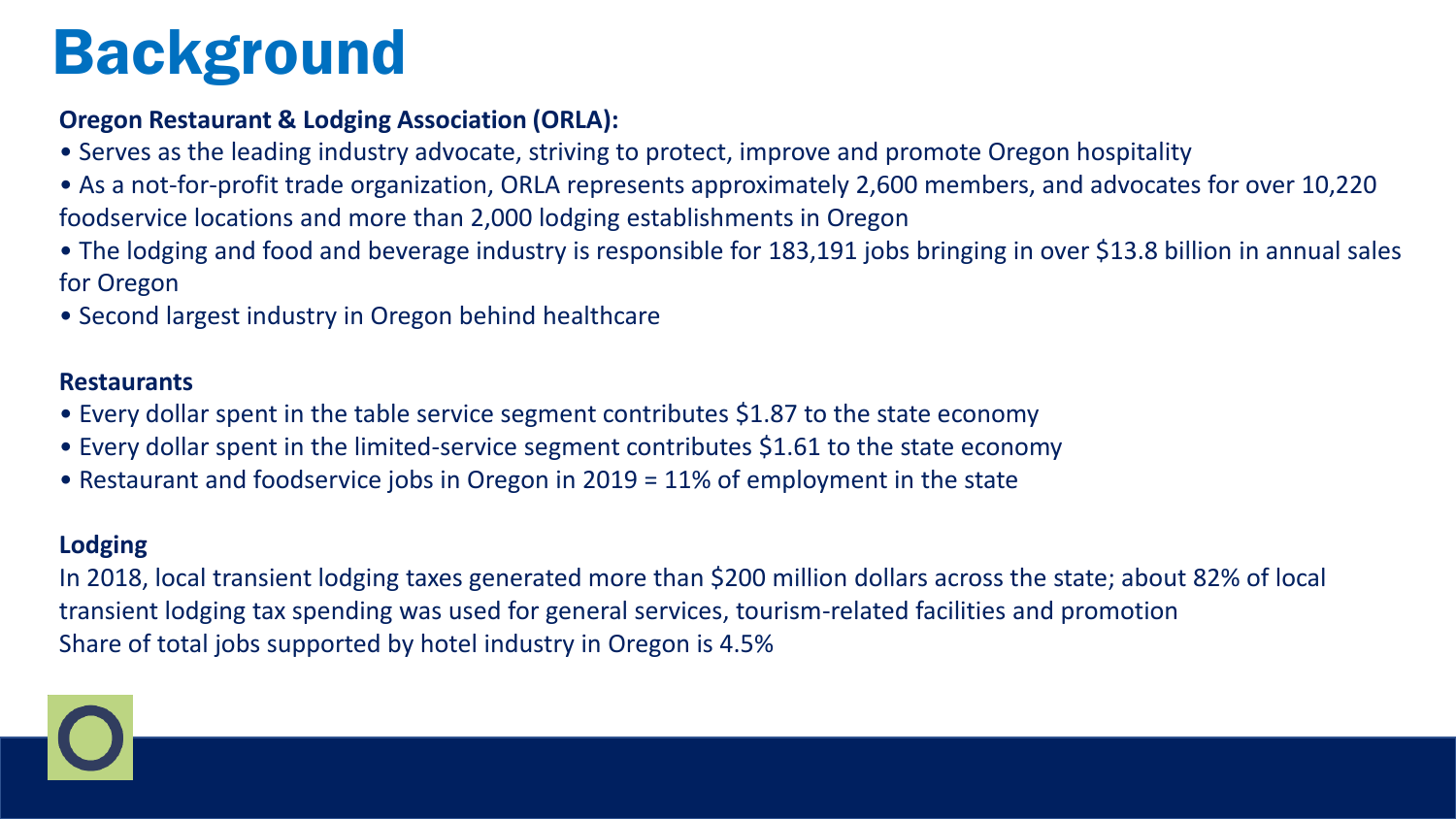# Background

**Oregon Restaurant & Lodging Association (ORLA):**

- Serves as the leading industry advocate, striving to protect, improve and promote Oregon hospitality
- As a not-for-profit trade organization, ORLA represents approximately 2,600 members, and advocates for over 10,220 foodservice locations and more than 2,000 lodging establishments in Oregon
- The lodging and food and beverage industry is responsible for 183,191 jobs bringing in over $13.8 billion in annual sales for Oregon
- Second largest industry in Oregon behind healthcare

**Restaurants**

- Every dollar spent in the table service segment contributes $1.87 to the state economy
- Every dollar spent in the limited-service segment contributes $1.61 to the state economy
- Restaurant and foodservice jobs in Oregon in 2019 = 11% of employment in the state

**Lodging**

In 2018, local transient lodging taxes generated more than $200 million dollars across the state; about 82% of local transient lodging tax spending was used for general services, tourism-related facilities and promotion

Share of total jobs supported by hotel industry in Oregon is 4.5%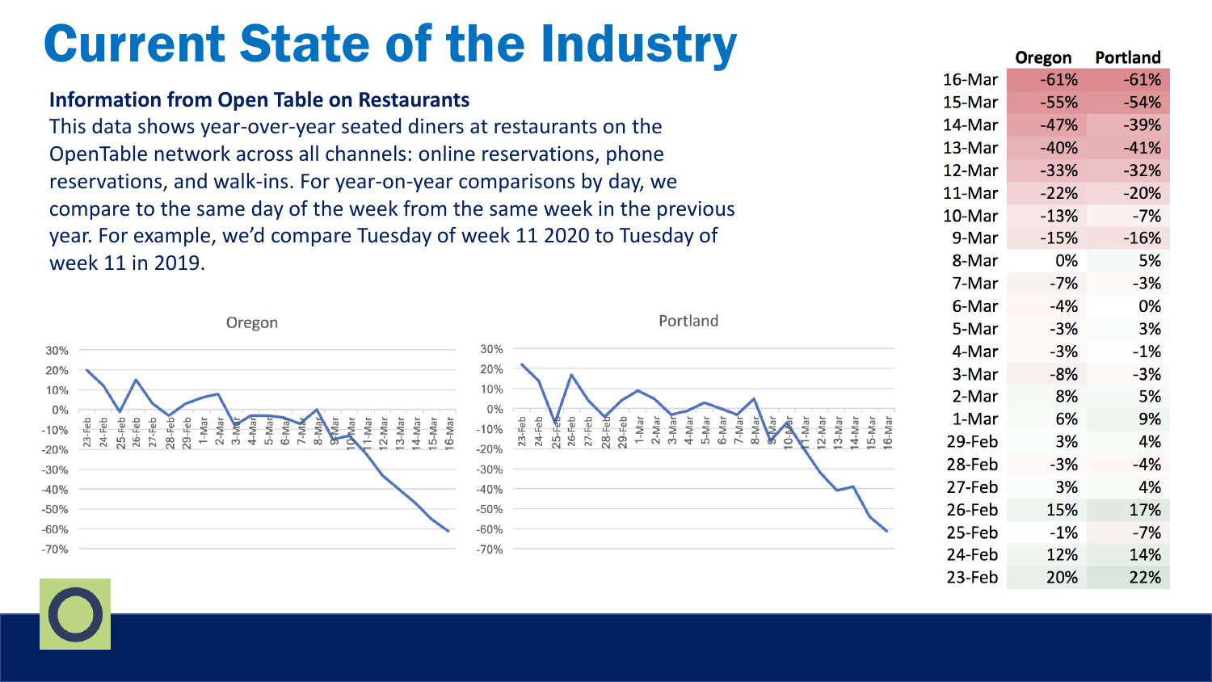# Current State of the Industry

**Information from Open Table on Restaurants**

This data shows year-over-year seated diners at restaurants on the OpenTable network across all channels: online reservations, phone reservations, and walk-ins. For year-on-year comparisons by day, we compare to the same day of the week from the same week in the previous year. For example, we'd compare Tuesday of week 11 2020 to Tuesday of week 11 in 2019.

| | Oregon | Portland |
|---|---|---|
| 16-Mar | -61% | -61% |
| 15-Mar | -55% | -54% |
| 14-Mar | -47% | -39% |
| 13-Mar | -40% | -41% |
| 12-Mar | -33% | -32% |
| 11-Mar | -22% | -20% |
| 10-Mar | -13% | -7% |
| 9-Mar | -15% | -16% |
| 8-Mar | 0% | 5% |
| 7-Mar | -7% | -3% |
| 6-Mar | -4% | 0% |
| 5-Mar | -3% | 3% |
| 4-Mar | -3% | -1% |
| 3-Mar | -8% | -3% |
| 2-Mar | 8% | 5% |
| 1-Mar | 6% | 9% |
| 29-Feb | 3% | 4% |
| 28-Feb | -3% | -4% |
| 27-Feb | 3% | 4% |
| 26-Feb | 15% | 17% |
| 25-Feb | -1% | -7% |
| 24-Feb | 12% | 14% |
| 23-Feb | 20% | 22% |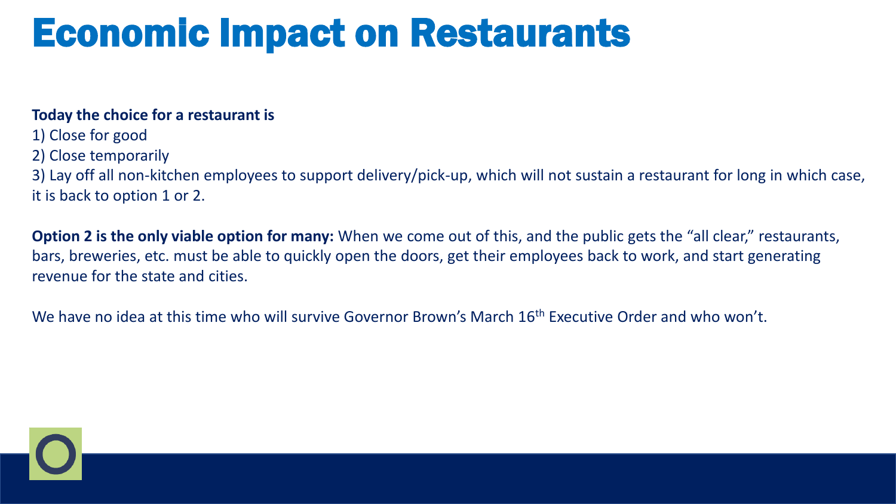# Economic Impact on Restaurants

**Today the choice for a restaurant is**

1) Close for good
2) Close temporarily
3) Lay off all non-kitchen employees to support delivery/pick-up, which will not sustain a restaurant for long in which case, it is back to option 1 or 2.

**Option 2 is the only viable option for many:** When we come out of this, and the public gets the "all clear," restaurants, bars, breweries, etc. must be able to quickly open the doors, get their employees back to work, and start generating revenue for the state and cities.

We have no idea at this time who will survive Governor Brown's March 16th Executive Order and who won't.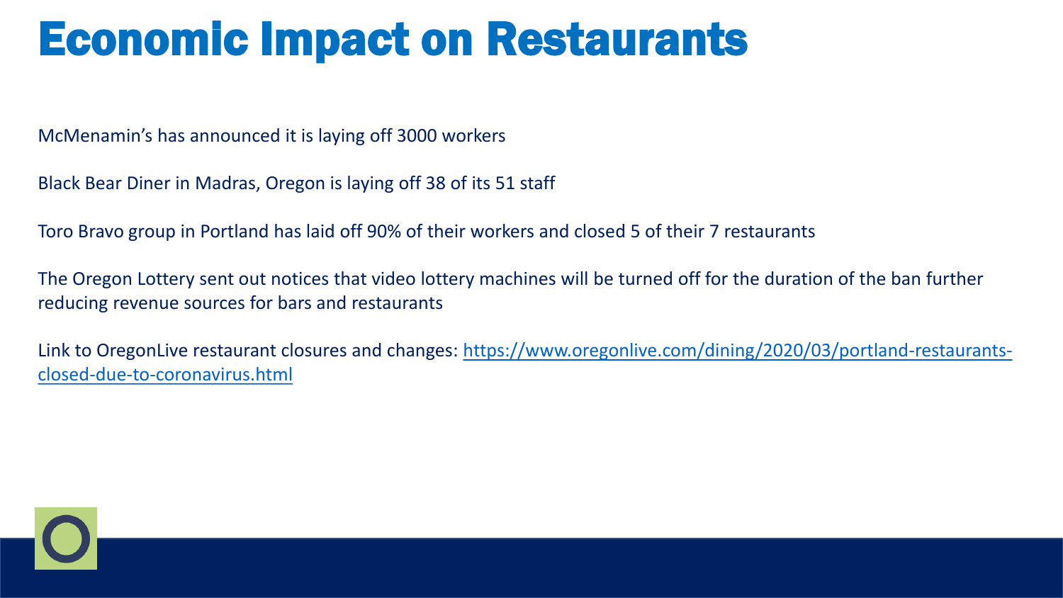# Economic Impact on Restaurants

McMenamin's has announced it is laying off 3000 workers

Black Bear Diner in Madras, Oregon is laying off 38 of its 51 staff

Toro Bravo group in Portland has laid off 90% of their workers and closed 5 of their 7 restaurants

The Oregon Lottery sent out notices that video lottery machines will be turned off for the duration of the ban further reducing revenue sources for bars and restaurants

Link to OregonLive restaurant closures and changes: [https://www.oregonlive.com/dining/2020/03/portland-restaurants-closed-due-to-coronavirus.html](https://www.oregonlive.com/dining/2020/03/portland-restaurants-closed-due-to-coronavirus.html)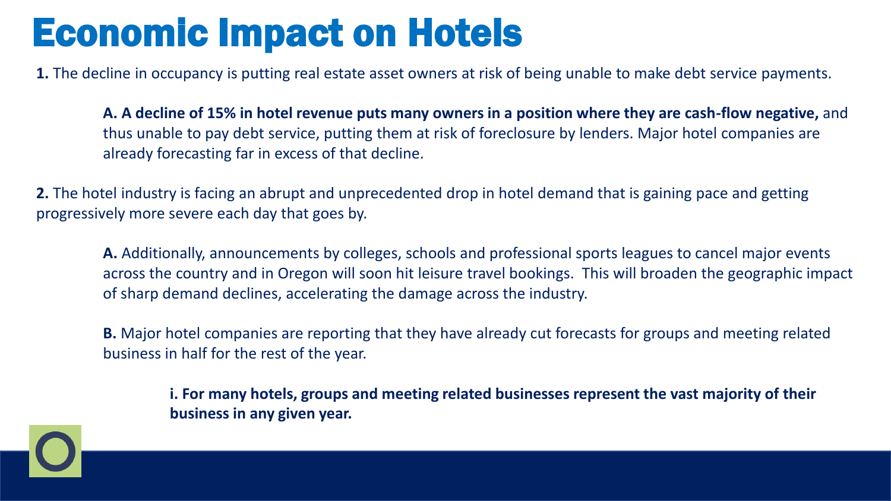# Economic Impact on Hotels

**1.** The decline in occupancy is putting real estate asset owners at risk of being unable to make debt service payments.

> **A. A decline of 15% in hotel revenue puts many owners in a position where they are cash-flow negative,** and thus unable to pay debt service, putting them at risk of foreclosure by lenders. Major hotel companies are already forecasting far in excess of that decline.

**2.** The hotel industry is facing an abrupt and unprecedented drop in hotel demand that is gaining pace and getting progressively more severe each day that goes by.

> **A.** Additionally, announcements by colleges, schools and professional sports leagues to cancel major events across the country and in Oregon will soon hit leisure travel bookings. This will broaden the geographic impact of sharp demand declines, accelerating the damage across the industry.
>
> **B.** Major hotel companies are reporting that they have already cut forecasts for groups and meeting related business in half for the rest of the year.
>
> > **i. For many hotels, groups and meeting related businesses represent the vast majority of their business in any given year.**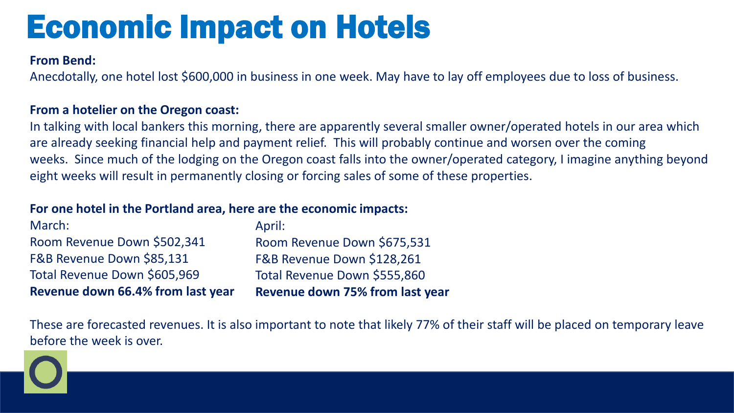# Economic Impact on Hotels

**From Bend:**

Anecdotally, one hotel lost $600,000 in business in one week. May have to lay off employees due to loss of business.

**From a hotelier on the Oregon coast:**

In talking with local bankers this morning, there are apparently several smaller owner/operated hotels in our area which are already seeking financial help and payment relief. This will probably continue and worsen over the coming weeks. Since much of the lodging on the Oregon coast falls into the owner/operated category, I imagine anything beyond eight weeks will result in permanently closing or forcing sales of some of these properties.

**For one hotel in the Portland area, here are the economic impacts:**

| March: | April: |
| --- | --- |
| Room Revenue Down $502,341 | Room Revenue Down $675,531 |
| F&B Revenue Down $85,131 | F&B Revenue Down $128,261 |
| Total Revenue Down $605,969 | Total Revenue Down $555,860 |
| **Revenue down 66.4% from last year** | **Revenue down 75% from last year** |

These are forecasted revenues. It is also important to note that likely 77% of their staff will be placed on temporary leave before the week is over.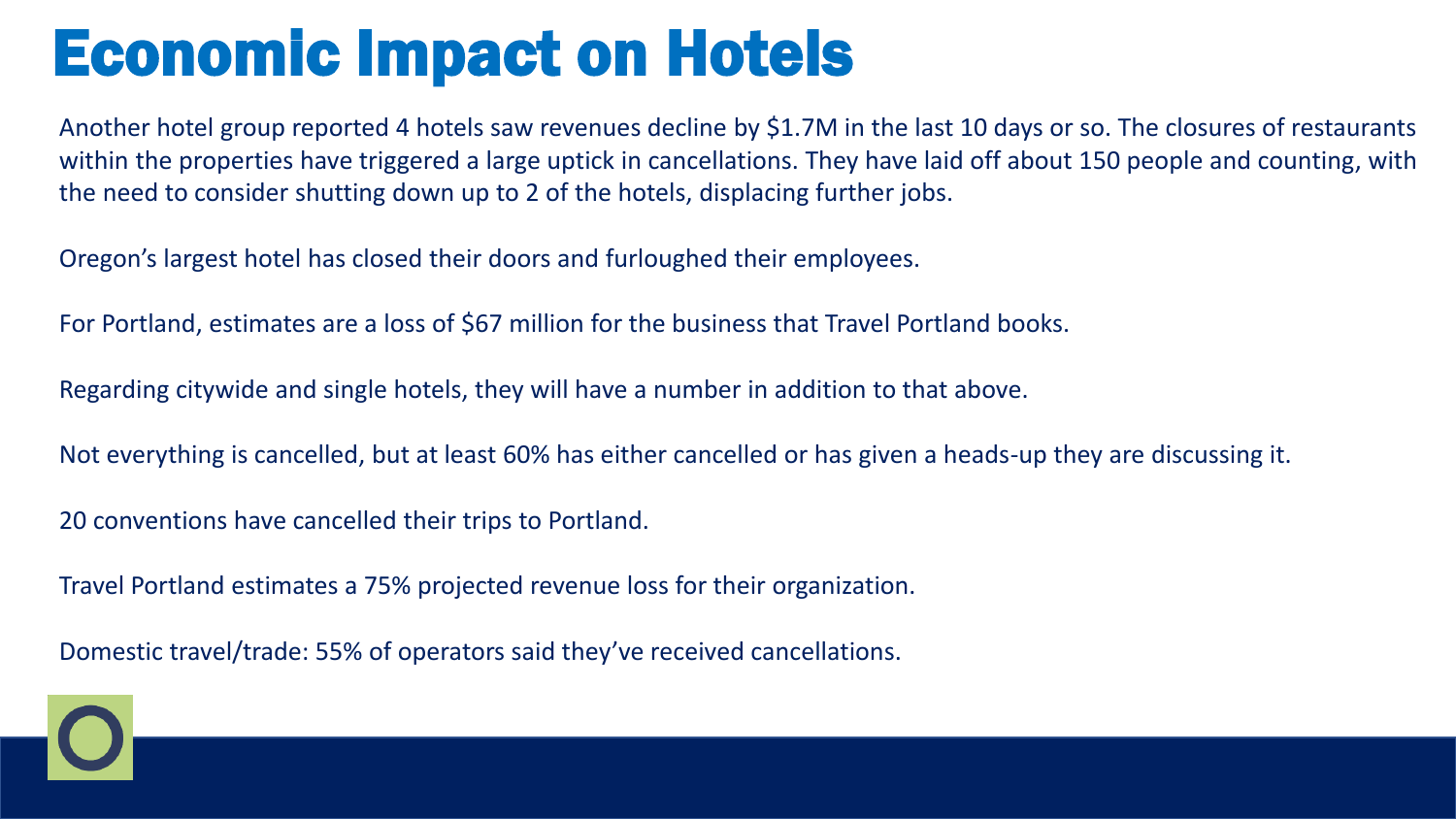# Economic Impact on Hotels

Another hotel group reported 4 hotels saw revenues decline by $1.7M in the last 10 days or so. The closures of restaurants within the properties have triggered a large uptick in cancellations. They have laid off about 150 people and counting, with the need to consider shutting down up to 2 of the hotels, displacing further jobs.

Oregon's largest hotel has closed their doors and furloughed their employees.

For Portland, estimates are a loss of $67 million for the business that Travel Portland books.

Regarding citywide and single hotels, they will have a number in addition to that above.

Not everything is cancelled, but at least 60% has either cancelled or has given a heads-up they are discussing it.

20 conventions have cancelled their trips to Portland.

Travel Portland estimates a 75% projected revenue loss for their organization.

Domestic travel/trade: 55% of operators said they've received cancellations.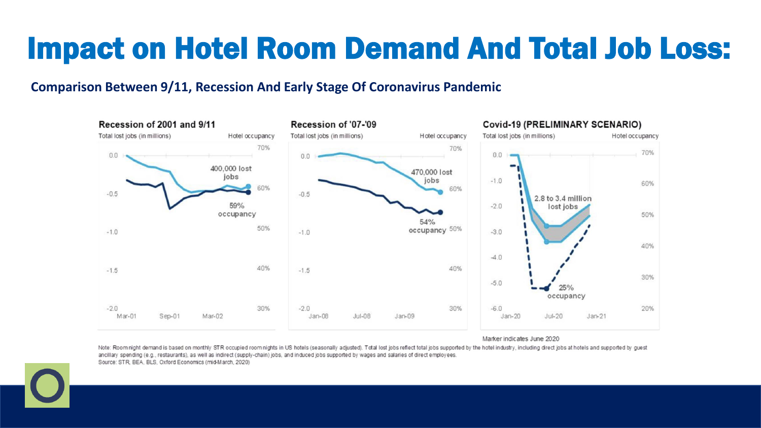# Impact on Hotel Room Demand And Total Job Loss:

**Comparison Between 9/11, Recession And Early Stage Of Coronavirus Pandemic**

**Recession of 2001 and 9/11**

Total lost jobs (in millions) — Hotel occupancy

400,000 lost jobs

59% occupancy

**Recession of '07-'09**

Total lost jobs (in millions) — Hotel occupancy

470,000 lost jobs

54% occupancy

**Covid-19 (PRELIMINARY SCENARIO)**

Total lost jobs (in millions) — Hotel occupancy

2.8 to 3.4 million lost jobs

25% occupancy

Marker indicates June 2020

Note: Room night demand is based on monthly STR occupied room nights in US hotels (seasonally adjusted). Total lost jobs reflect total jobs supported by the hotel industry, including direct jobs at hotels and supported by guest ancillary spending (e.g., restaurants), as well as indirect (supply-chain) jobs, and induced jobs supported by wages and salaries of direct employees.

Source: STR, BEA, BLS, Oxford Economics (mid-March, 2020)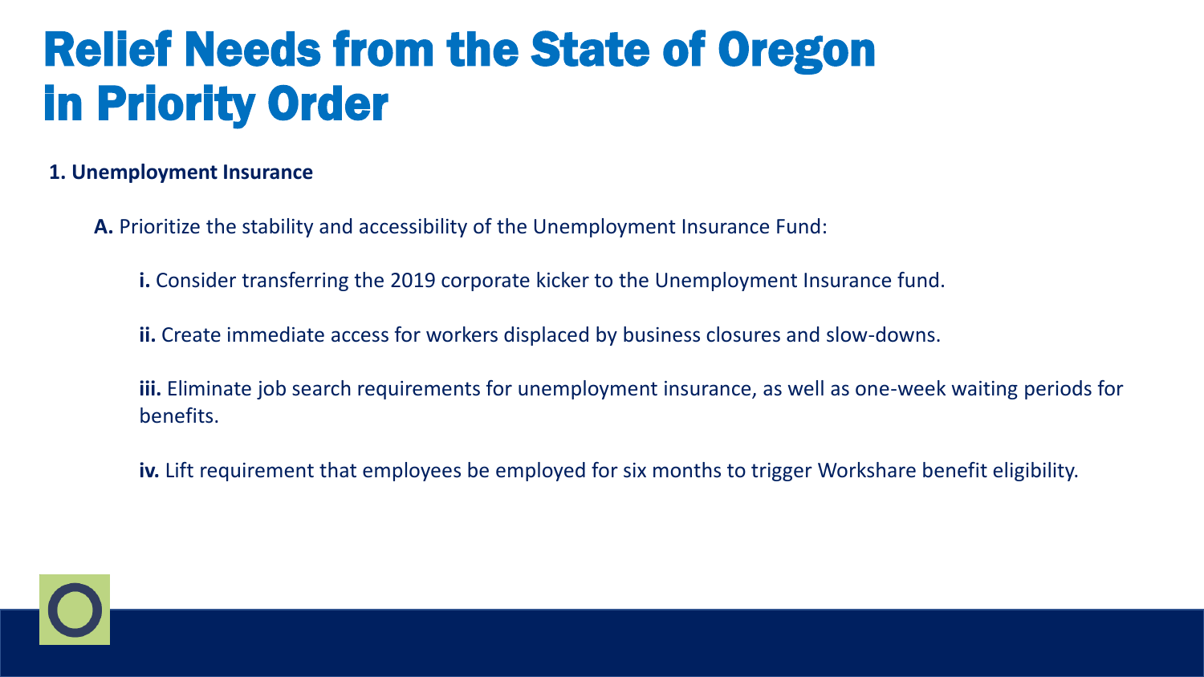# Relief Needs from the State of Oregon in Priority Order

**1. Unemployment Insurance**

**A.** Prioritize the stability and accessibility of the Unemployment Insurance Fund:

**i.** Consider transferring the 2019 corporate kicker to the Unemployment Insurance fund.

**ii.** Create immediate access for workers displaced by business closures and slow-downs.

**iii.** Eliminate job search requirements for unemployment insurance, as well as one-week waiting periods for benefits.

**iv.** Lift requirement that employees be employed for six months to trigger Workshare benefit eligibility.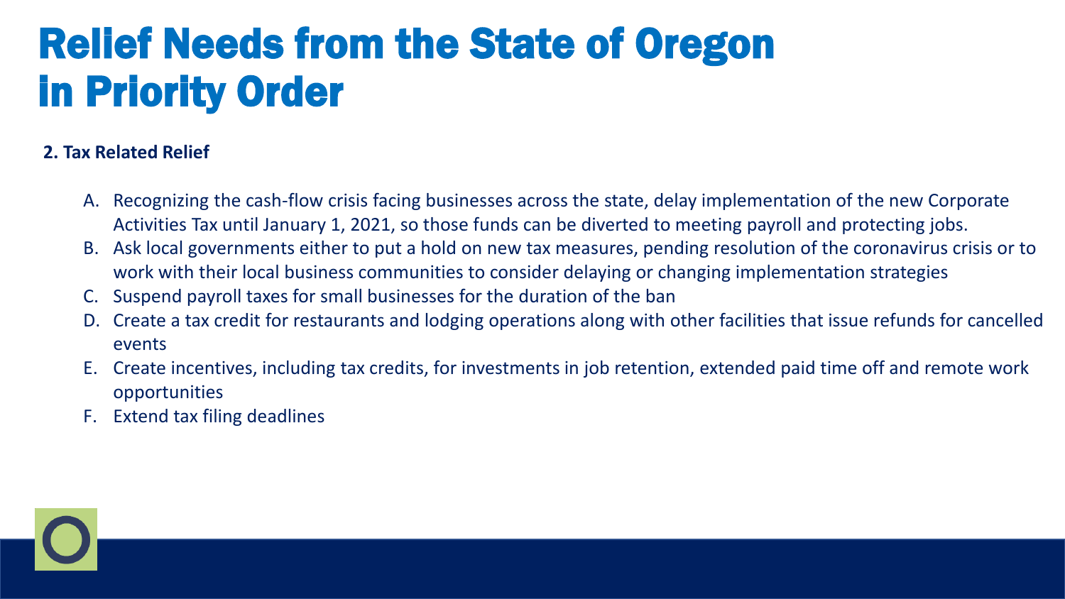# Relief Needs from the State of Oregon in Priority Order

**2. Tax Related Relief**

A. Recognizing the cash-flow crisis facing businesses across the state, delay implementation of the new Corporate Activities Tax until January 1, 2021, so those funds can be diverted to meeting payroll and protecting jobs.
B. Ask local governments either to put a hold on new tax measures, pending resolution of the coronavirus crisis or to work with their local business communities to consider delaying or changing implementation strategies
C. Suspend payroll taxes for small businesses for the duration of the ban
D. Create a tax credit for restaurants and lodging operations along with other facilities that issue refunds for cancelled events
E. Create incentives, including tax credits, for investments in job retention, extended paid time off and remote work opportunities
F. Extend tax filing deadlines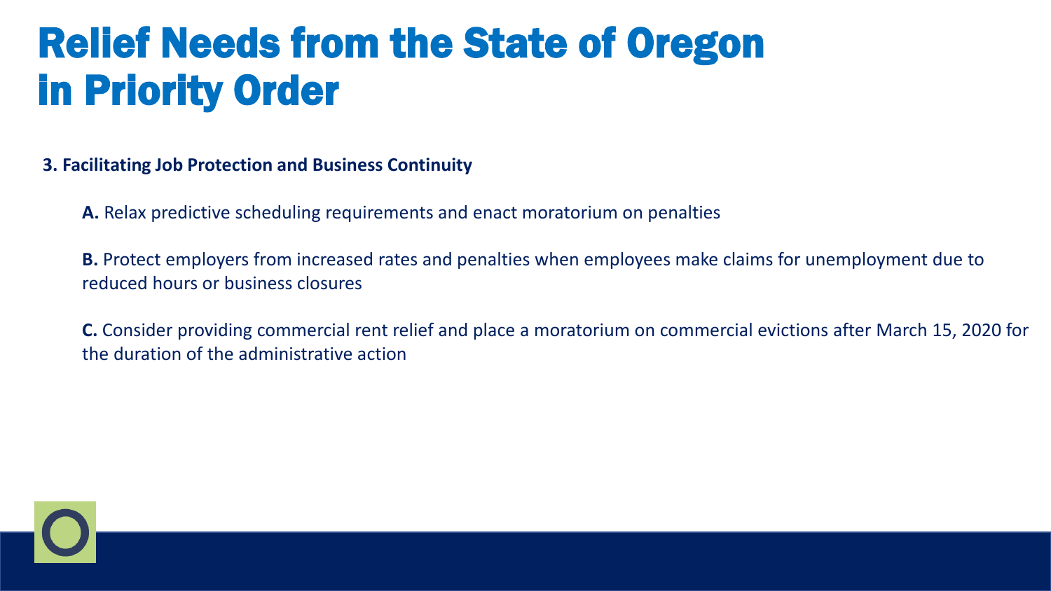# Relief Needs from the State of Oregon in Priority Order

**3. Facilitating Job Protection and Business Continuity**

**A.** Relax predictive scheduling requirements and enact moratorium on penalties

**B.** Protect employers from increased rates and penalties when employees make claims for unemployment due to reduced hours or business closures

**C.** Consider providing commercial rent relief and place a moratorium on commercial evictions after March 15, 2020 for the duration of the administrative action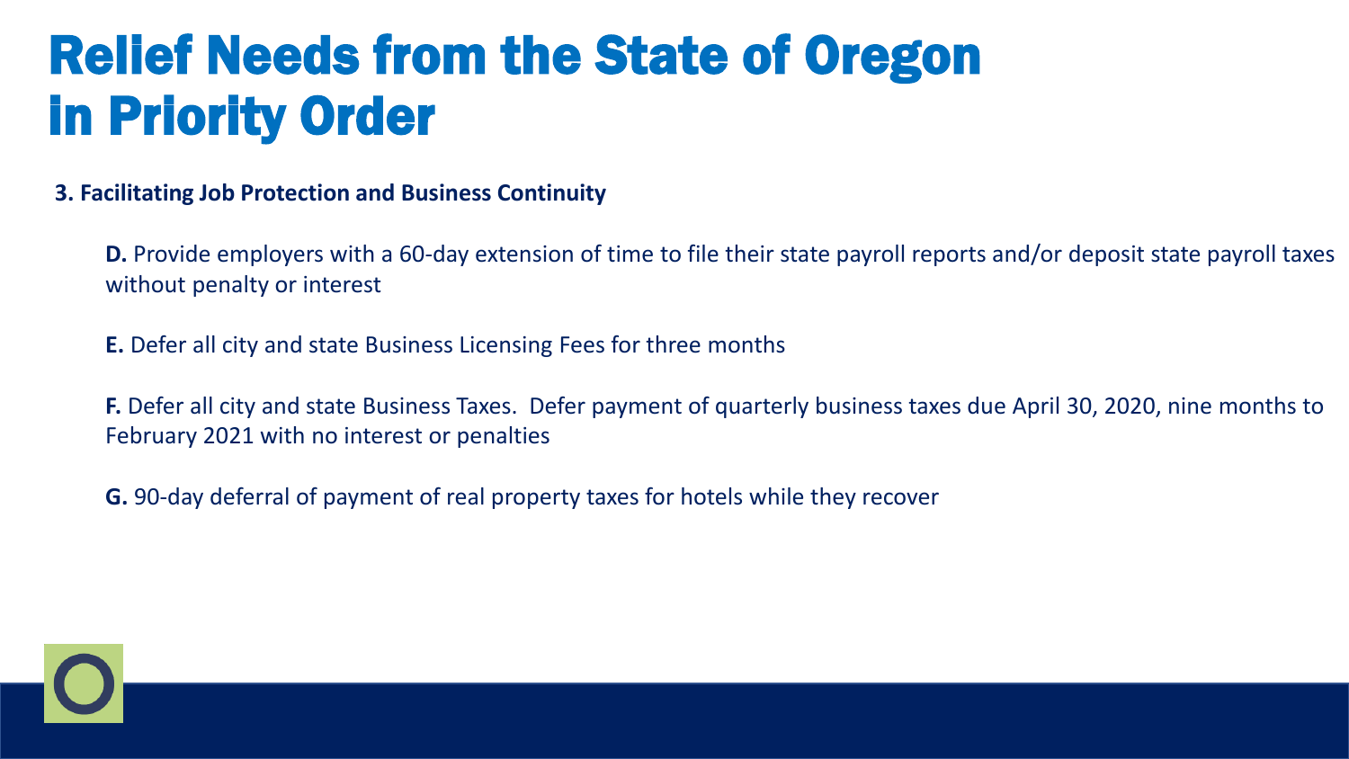# Relief Needs from the State of Oregon in Priority Order

**3. Facilitating Job Protection and Business Continuity**

**D.** Provide employers with a 60-day extension of time to file their state payroll reports and/or deposit state payroll taxes without penalty or interest

**E.** Defer all city and state Business Licensing Fees for three months

**F.** Defer all city and state Business Taxes. Defer payment of quarterly business taxes due April 30, 2020, nine months to February 2021 with no interest or penalties

**G.** 90-day deferral of payment of real property taxes for hotels while they recover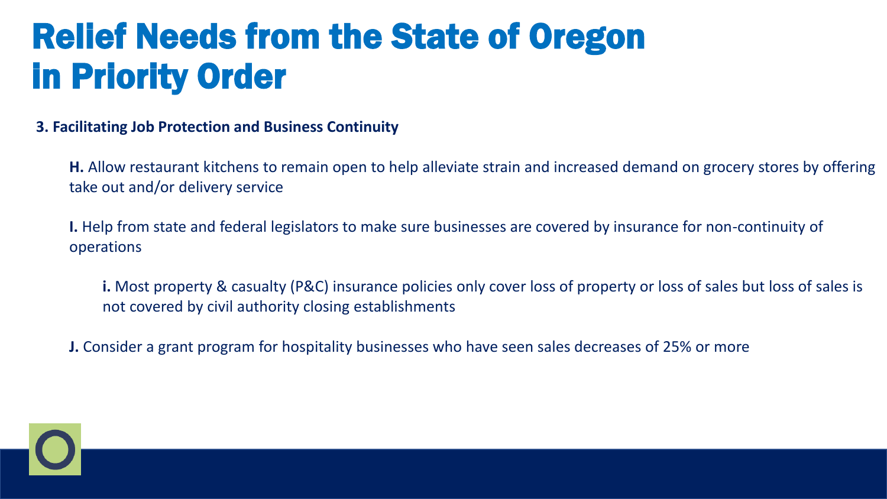# Relief Needs from the State of Oregon in Priority Order

**3. Facilitating Job Protection and Business Continuity**

**H.** Allow restaurant kitchens to remain open to help alleviate strain and increased demand on grocery stores by offering take out and/or delivery service

**I.** Help from state and federal legislators to make sure businesses are covered by insurance for non-continuity of operations

**i.** Most property & casualty (P&C) insurance policies only cover loss of property or loss of sales but loss of sales is not covered by civil authority closing establishments

**J.** Consider a grant program for hospitality businesses who have seen sales decreases of 25% or more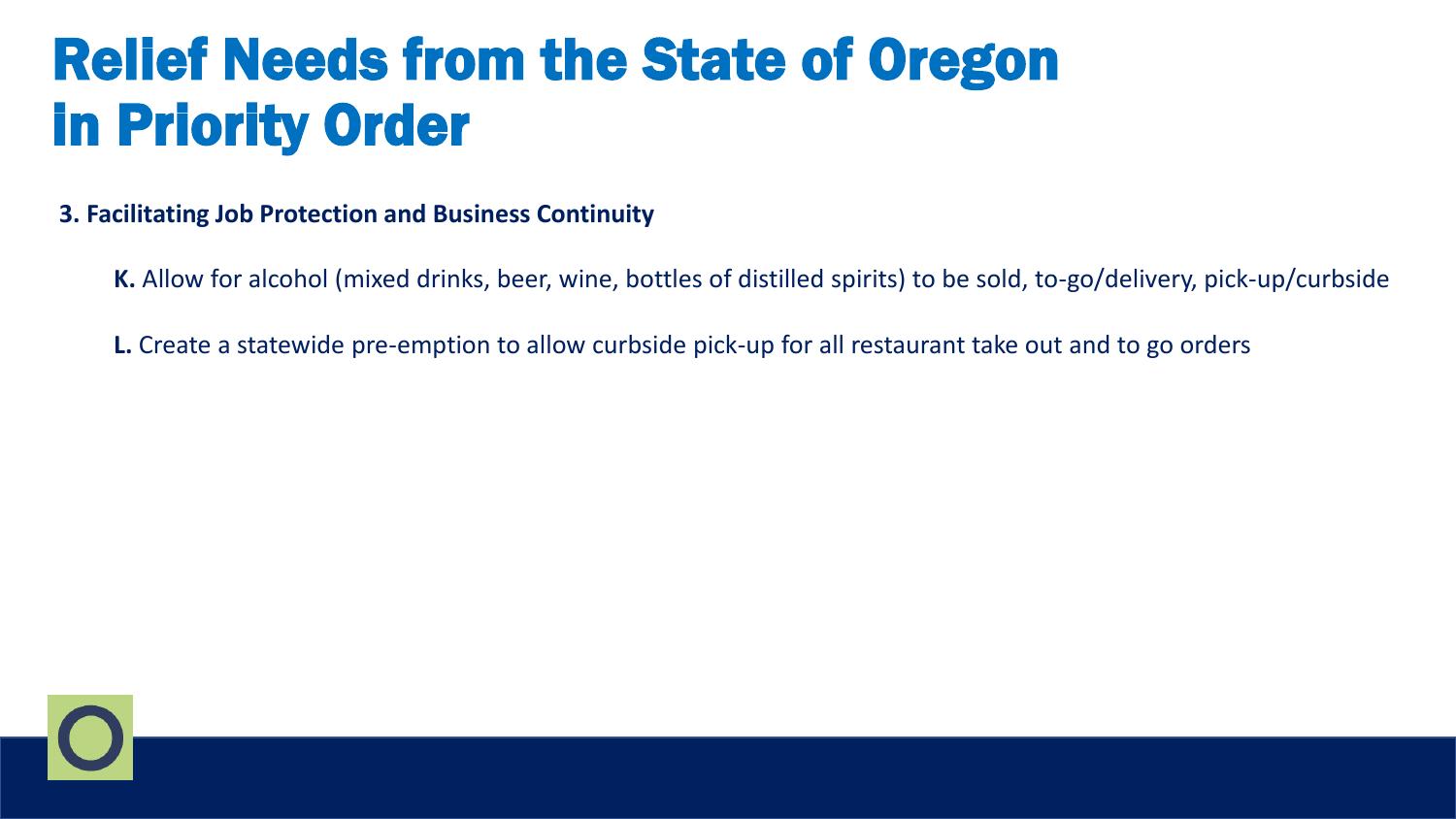# Relief Needs from the State of Oregon in Priority Order

**3. Facilitating Job Protection and Business Continuity**

**K.** Allow for alcohol (mixed drinks, beer, wine, bottles of distilled spirits) to be sold, to-go/delivery, pick-up/curbside

**L.** Create a statewide pre-emption to allow curbside pick-up for all restaurant take out and to go orders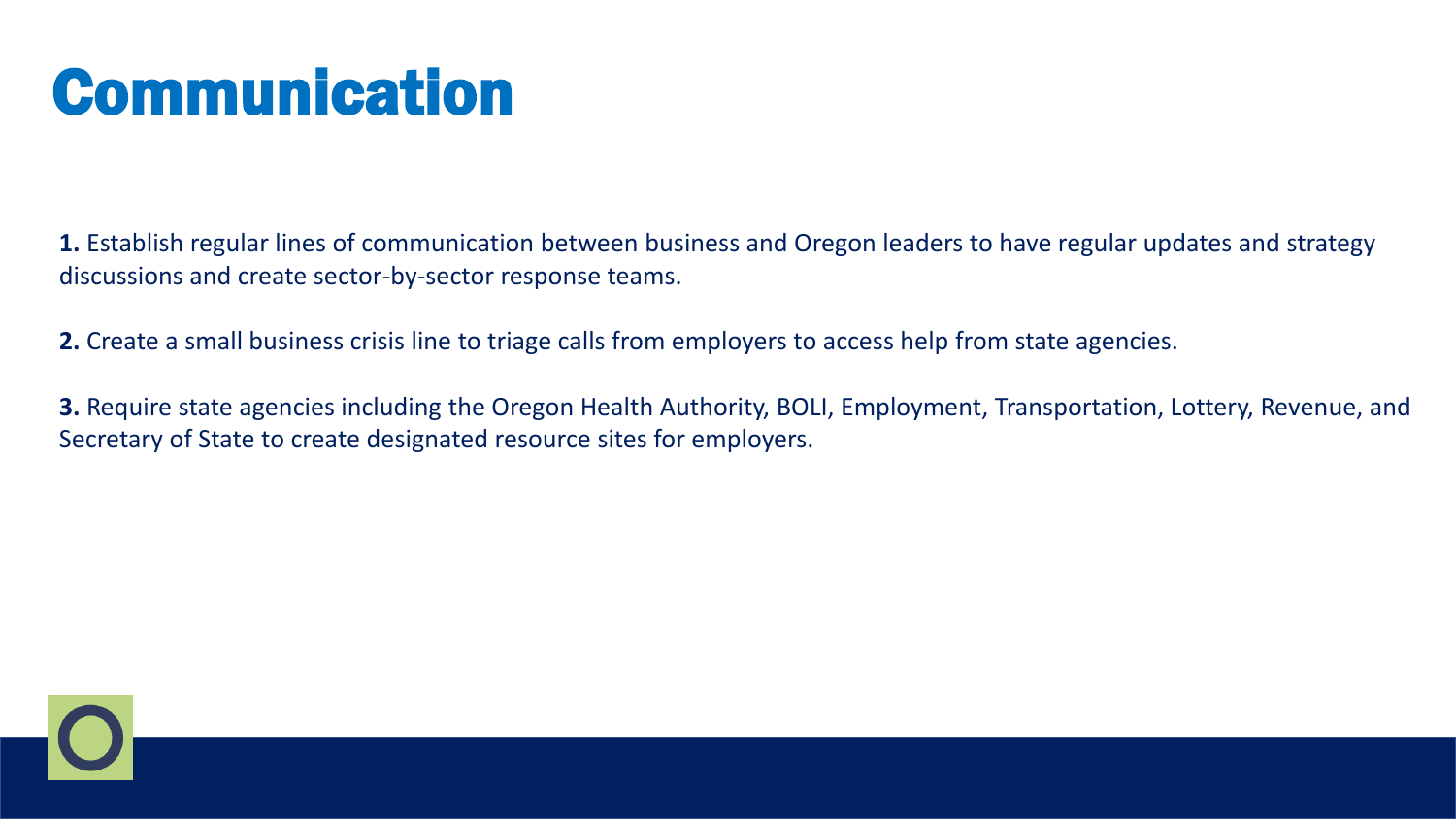# Communication

**1.** Establish regular lines of communication between business and Oregon leaders to have regular updates and strategy discussions and create sector-by-sector response teams.

**2.** Create a small business crisis line to triage calls from employers to access help from state agencies.

**3.** Require state agencies including the Oregon Health Authority, BOLI, Employment, Transportation, Lottery, Revenue, and Secretary of State to create designated resource sites for employers.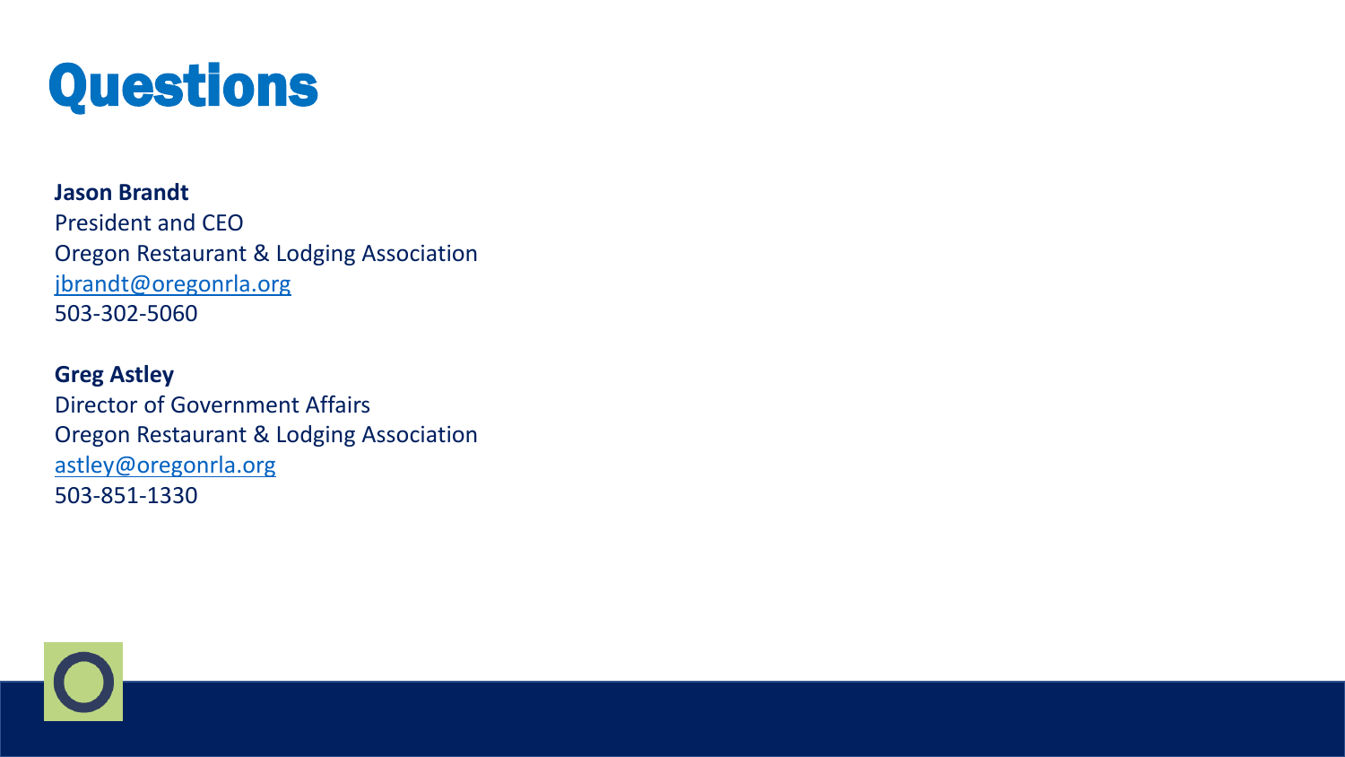# Questions

**Jason Brandt**
President and CEO
Oregon Restaurant & Lodging Association
jbrandt@oregonrla.org
503-302-5060

**Greg Astley**
Director of Government Affairs
Oregon Restaurant & Lodging Association
astley@oregonrla.org
503-851-1330